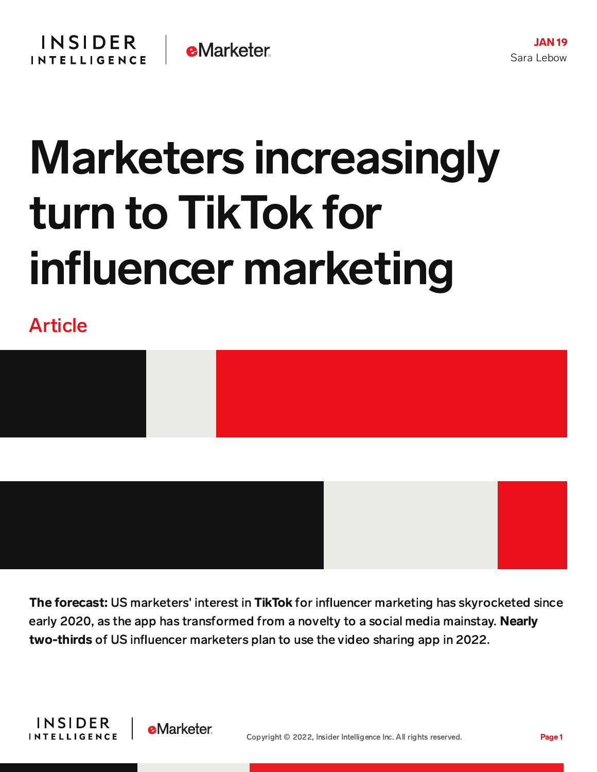JAN 19

Sara Lebow

# Marketers increasingly turn to TikTok for influencer marketing

Article

**The forecast:** US marketers' interest in **TikTok** for influencer marketing has skyrocketed since early 2020, as the app has transformed from a novelty to a social media mainstay. **Nearly two-thirds** of US influencer marketers plan to use the video sharing app in 2022.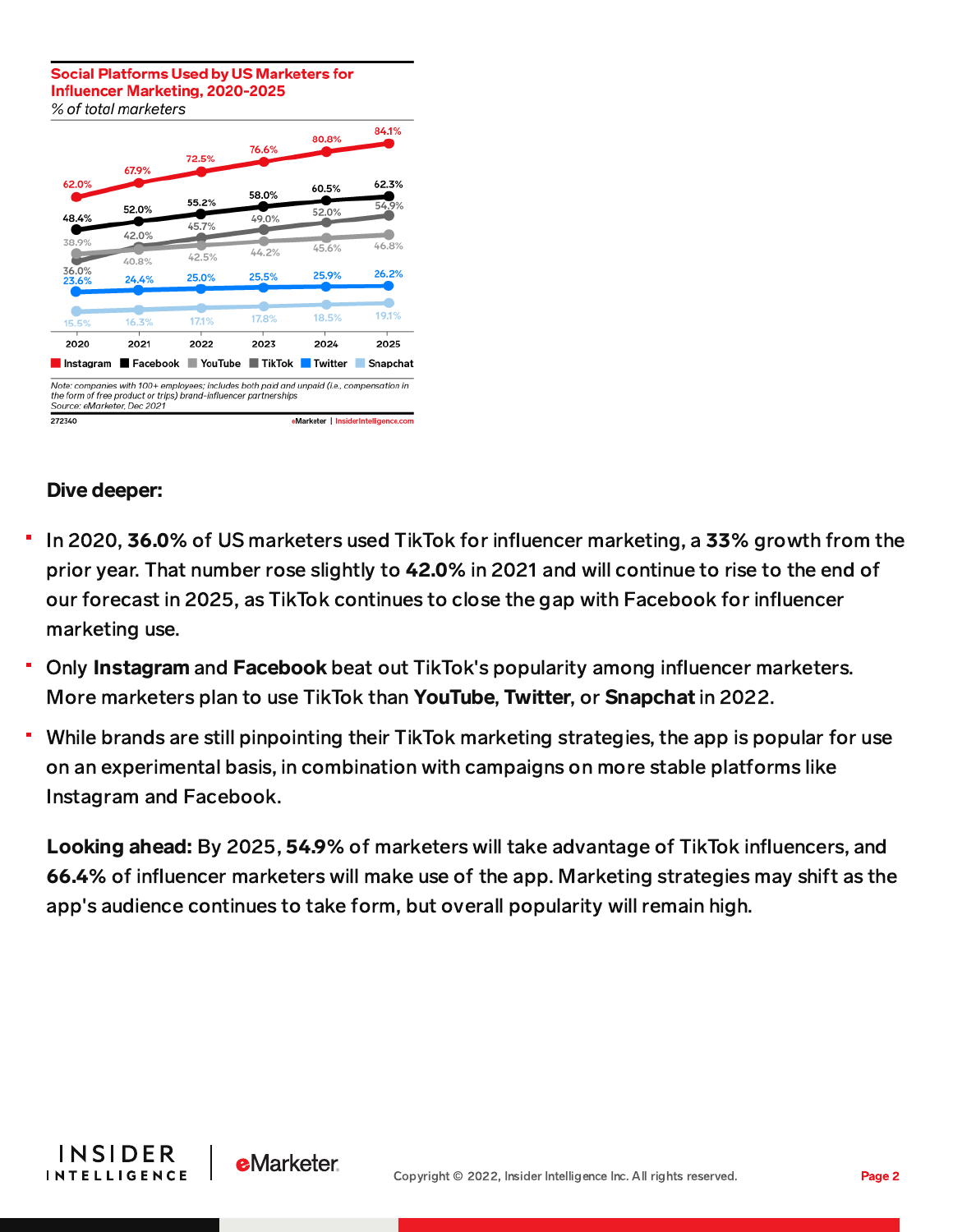**Social Platforms Used by US Marketers for Influencer Marketing, 2020-2025**

*% of total marketers*

62.0%
67.9%
72.5%
76.6%
80.8%
84.1%

48.4%
52.0%
55.2%
58.0%
60.5%
62.3%

38.9%
42.0%
45.7%
49.0%
52.0%
54.9%

36.0%
40.8%
42.5%
44.2%
45.6%
46.8%

23.6%
24.4%
25.0%
25.5%
25.9%
26.2%

15.5%
16.3%
17.1%
17.8%
18.5%
19.1%

2020
2021
2022
2023
2024
2025

Instagram
Facebook
YouTube
TikTok
Twitter
Snapchat

*Note: companies with 100+ employees; includes both paid and unpaid (i.e., compensation in the form of free product or trips) brand-influencer partnerships*
*Source: eMarketer, Dec 2021*

272340

eMarketer | InsiderIntelligence.com

**Dive deeper:**

- In 2020, **36.0%** of US marketers used TikTok for influencer marketing, a **33%** growth from the prior year. That number rose slightly to **42.0%** in 2021 and will continue to rise to the end of our forecast in 2025, as TikTok continues to close the gap with Facebook for influencer marketing use.
- Only **Instagram** and **Facebook** beat out TikTok's popularity among influencer marketers. More marketers plan to use TikTok than **YouTube**, **Twitter**, or **Snapchat** in 2022.
- While brands are still pinpointing their TikTok marketing strategies, the app is popular for use on an experimental basis, in combination with campaigns on more stable platforms like Instagram and Facebook.

**Looking ahead:** By 2025, **54.9%** of marketers will take advantage of TikTok influencers, and **66.4%** of influencer marketers will make use of the app. Marketing strategies may shift as the app's audience continues to take form, but overall popularity will remain high.